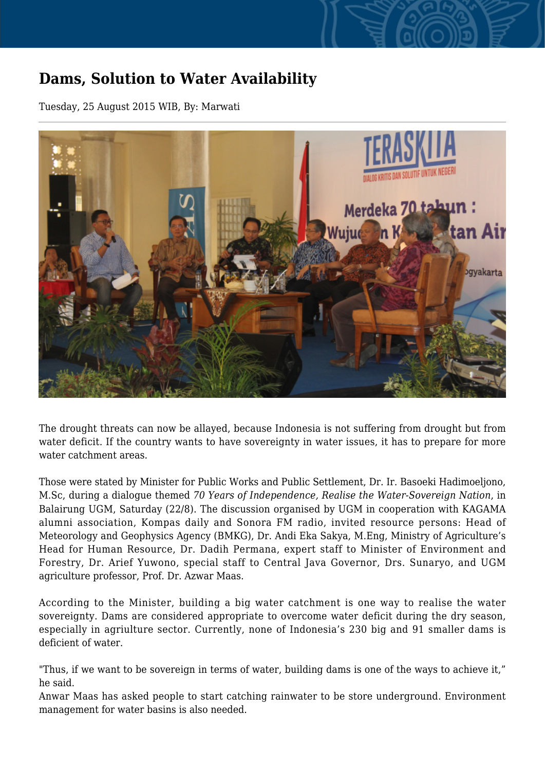# Dams, Solution to Water Availability

Tuesday, 25 August 2015 WIB, By: Marwati

The drought threats can now be allayed, because Indonesia is not suffering from drought but from water deficit. If the country wants to have sovereignty in water issues, it has to prepare for more water catchment areas.

Those were stated by Minister for Public Works and Public Settlement, Dr. Ir. Basoeki Hadimoeljono, M.Sc, during a dialogue themed *70 Years of Independence, Realise the Water-Sovereign Nation*, in Balairung UGM, Saturday (22/8). The discussion organised by UGM in cooperation with KAGAMA alumni association, Kompas daily and Sonora FM radio, invited resource persons: Head of Meteorology and Geophysics Agency (BMKG), Dr. Andi Eka Sakya, M.Eng, Ministry of Agriculture's Head for Human Resource, Dr. Dadih Permana, expert staff to Minister of Environment and Forestry, Dr. Arief Yuwono, special staff to Central Java Governor, Drs. Sunaryo, and UGM agriculture professor, Prof. Dr. Azwar Maas.

According to the Minister, building a big water catchment is one way to realise the water sovereignty. Dams are considered appropriate to overcome water deficit during the dry season, especially in agriulture sector. Currently, none of Indonesia's 230 big and 91 smaller dams is deficient of water.

"Thus, if we want to be sovereign in terms of water, building dams is one of the ways to achieve it," he said.
Anwar Maas has asked people to start catching rainwater to be store underground. Environment management for water basins is also needed.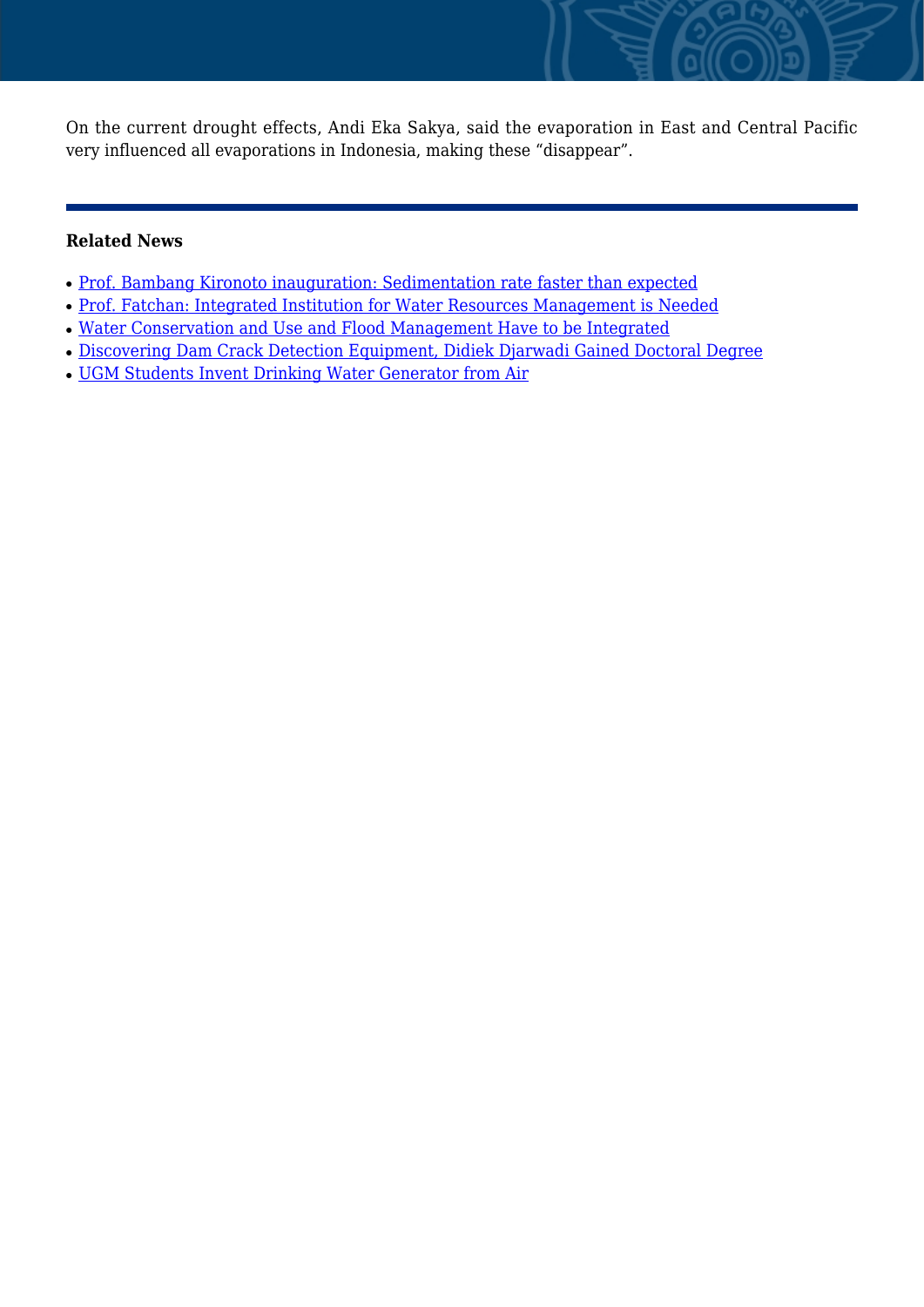On the current drought effects, Andi Eka Sakya, said the evaporation in East and Central Pacific very influenced all evaporations in Indonesia, making these "disappear".

---

**Related News**

- Prof. Bambang Kironoto inauguration: Sedimentation rate faster than expected
- Prof. Fatchan: Integrated Institution for Water Resources Management is Needed
- Water Conservation and Use and Flood Management Have to be Integrated
- Discovering Dam Crack Detection Equipment, Didiek Djarwadi Gained Doctoral Degree
- UGM Students Invent Drinking Water Generator from Air